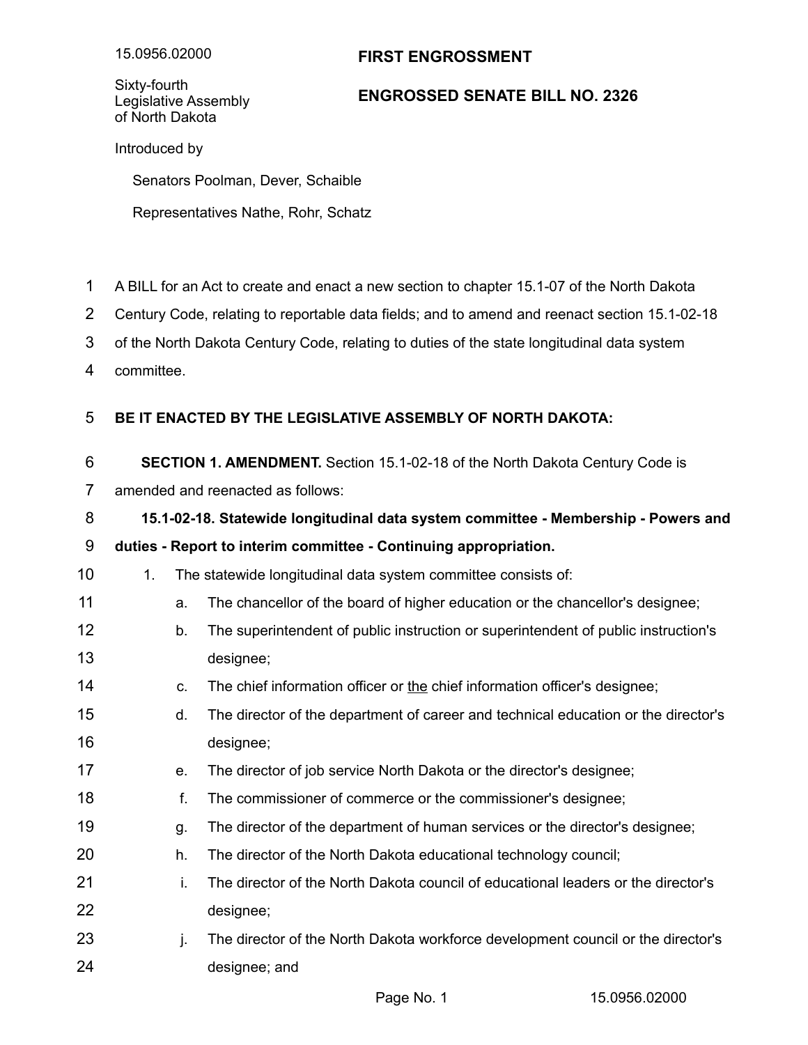15.0956.02000

Sixty-fourth Legislative Assembly of North Dakota

**FIRST ENGROSSMENT**

**ENGROSSED SENATE BILL NO. 2326**

Introduced by

Senators Poolman, Dever, Schaible

Representatives Nathe, Rohr, Schatz

A BILL for an Act to create and enact a new section to chapter 15.1-07 of the North Dakota Century Code, relating to reportable data fields; and to amend and reenact section 15.1-02-18 of the North Dakota Century Code, relating to duties of the state longitudinal data system committee.

**BE IT ENACTED BY THE LEGISLATIVE ASSEMBLY OF NORTH DAKOTA:**

**SECTION 1. AMENDMENT.** Section 15.1-02-18 of the North Dakota Century Code is amended and reenacted as follows:

**15.1-02-18. Statewide longitudinal data system committee - Membership - Powers and duties - Report to interim committee - Continuing appropriation.**

1. The statewide longitudinal data system committee consists of:
   a. The chancellor of the board of higher education or the chancellor's designee;
   b. The superintendent of public instruction or superintendent of public instruction's designee;
   c. The chief information officer or <u>the</u> chief information officer's designee;
   d. The director of the department of career and technical education or the director's designee;
   e. The director of job service North Dakota or the director's designee;
   f. The commissioner of commerce or the commissioner's designee;
   g. The director of the department of human services or the director's designee;
   h. The director of the North Dakota educational technology council;
   i. The director of the North Dakota council of educational leaders or the director's designee;
   j. The director of the North Dakota workforce development council or the director's designee; and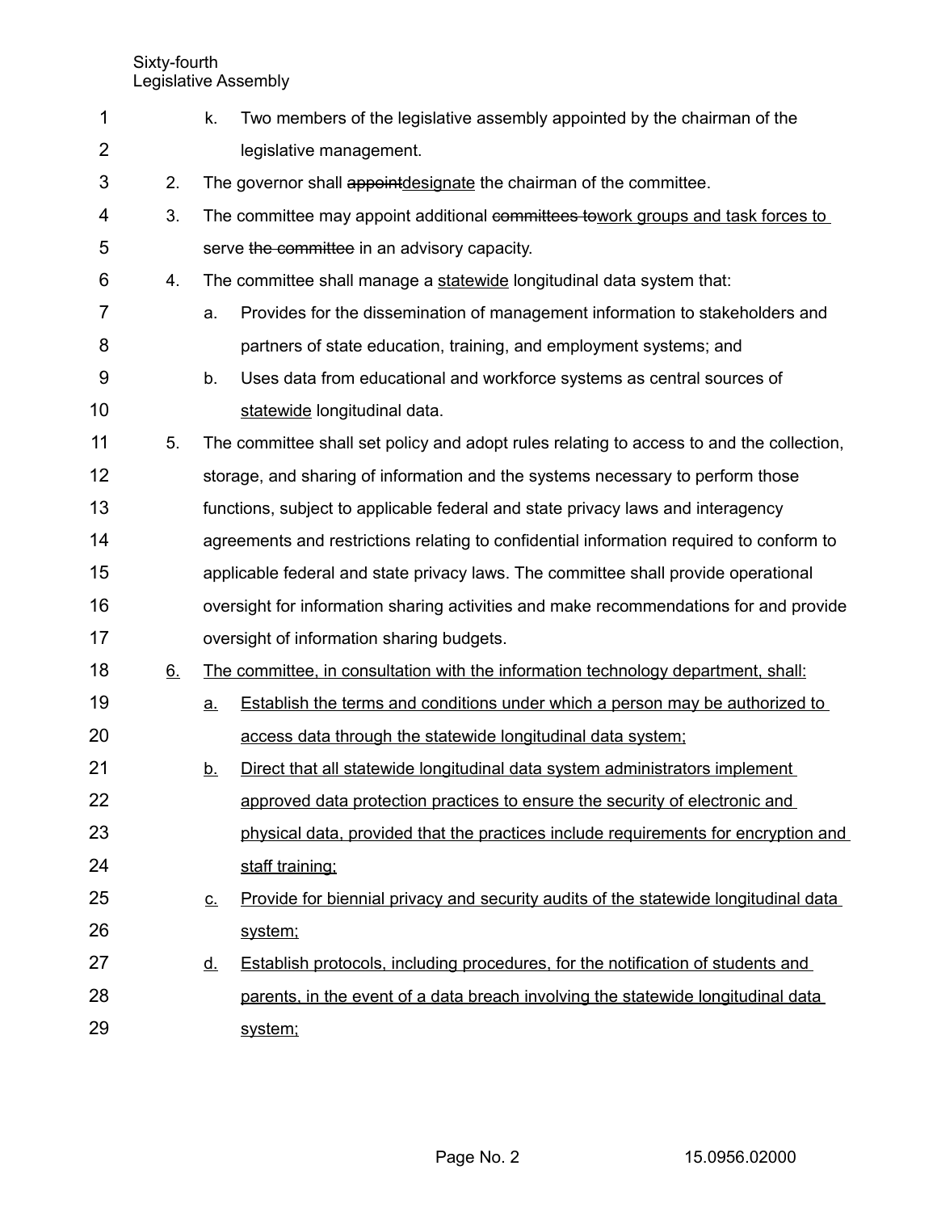k. Two members of the legislative assembly appointed by the chairman of the legislative management.

2. The governor shall ~~appoint~~designate the chairman of the committee.

3. The committee may appoint additional ~~committees to~~work groups and task forces to serve ~~the committee~~ in an advisory capacity.

4. The committee shall manage a statewide longitudinal data system that:

   a. Provides for the dissemination of management information to stakeholders and partners of state education, training, and employment systems; and

   b. Uses data from educational and workforce systems as central sources of statewide longitudinal data.

5. The committee shall set policy and adopt rules relating to access to and the collection, storage, and sharing of information and the systems necessary to perform those functions, subject to applicable federal and state privacy laws and interagency agreements and restrictions relating to confidential information required to conform to applicable federal and state privacy laws. The committee shall provide operational oversight for information sharing activities and make recommendations for and provide oversight of information sharing budgets.

6. The committee, in consultation with the information technology department, shall:

   a. Establish the terms and conditions under which a person may be authorized to access data through the statewide longitudinal data system;

   b. Direct that all statewide longitudinal data system administrators implement approved data protection practices to ensure the security of electronic and physical data, provided that the practices include requirements for encryption and staff training;

   c. Provide for biennial privacy and security audits of the statewide longitudinal data system;

   d. Establish protocols, including procedures, for the notification of students and parents, in the event of a data breach involving the statewide longitudinal data system;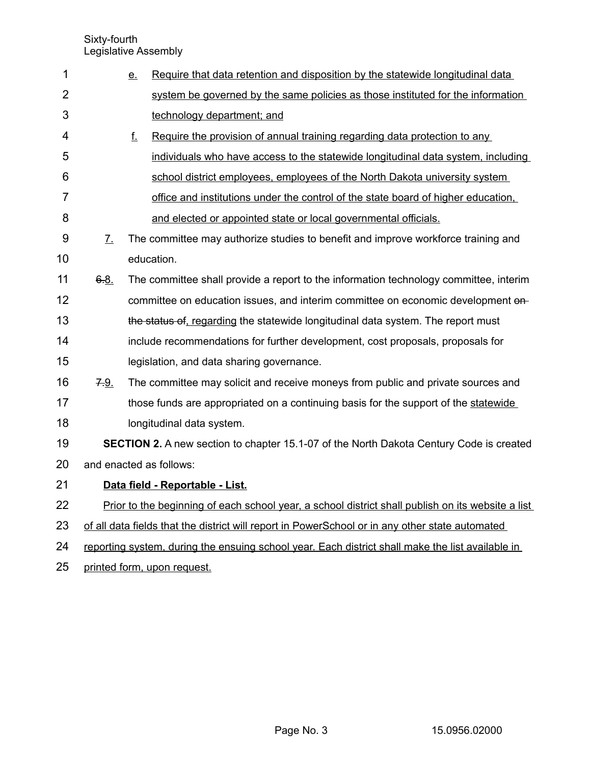e. Require that data retention and disposition by the statewide longitudinal data system be governed by the same policies as those instituted for the information technology department; and

f. Require the provision of annual training regarding data protection to any individuals who have access to the statewide longitudinal data system, including school district employees, employees of the North Dakota university system office and institutions under the control of the state board of higher education, and elected or appointed state or local governmental officials.

7. The committee may authorize studies to benefit and improve workforce training and education.

~~6.~~8. The committee shall provide a report to the information technology committee, interim committee on education issues, and interim committee on economic development ~~on the status of~~, regarding the statewide longitudinal data system. The report must include recommendations for further development, cost proposals, proposals for legislation, and data sharing governance.

~~7.~~9. The committee may solicit and receive moneys from public and private sources and those funds are appropriated on a continuing basis for the support of the statewide longitudinal data system.

**SECTION 2.** A new section to chapter 15.1-07 of the North Dakota Century Code is created and enacted as follows:

**Data field - Reportable - List.**

Prior to the beginning of each school year, a school district shall publish on its website a list of all data fields that the district will report in PowerSchool or in any other state automated reporting system, during the ensuing school year. Each district shall make the list available in printed form, upon request.